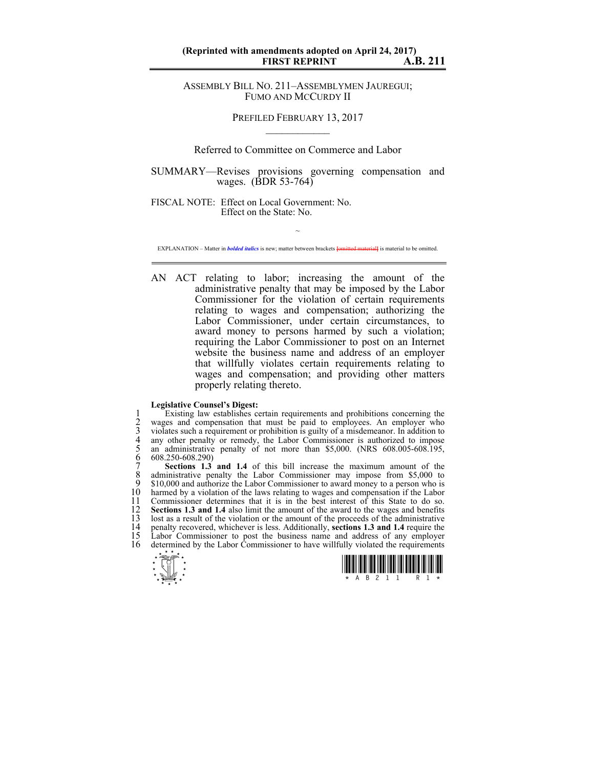**(Reprinted with amendments adopted on April 24, 2017)**
**FIRST REPRINT** **A.B. 211**

ASSEMBLY BILL NO. 211–ASSEMBLYMEN JAUREGUI; FUMO AND MCCURDY II

PREFILED FEBRUARY 13, 2017

Referred to Committee on Commerce and Labor

SUMMARY—Revises provisions governing compensation and wages. (BDR 53-764)

FISCAL NOTE: Effect on Local Government: No.
Effect on the State: No.

~

EXPLANATION – Matter in ***bolded italics*** is new; matter between brackets [~~omitted material~~] is material to be omitted.

AN ACT relating to labor; increasing the amount of the administrative penalty that may be imposed by the Labor Commissioner for the violation of certain requirements relating to wages and compensation; authorizing the Labor Commissioner, under certain circumstances, to award money to persons harmed by such a violation; requiring the Labor Commissioner to post on an Internet website the business name and address of an employer that willfully violates certain requirements relating to wages and compensation; and providing other matters properly relating thereto.

**Legislative Counsel's Digest:**

Existing law establishes certain requirements and prohibitions concerning the wages and compensation that must be paid to employees. An employer who violates such a requirement or prohibition is guilty of a misdemeanor. In addition to any other penalty or remedy, the Labor Commissioner is authorized to impose an administrative penalty of not more than $5,000. (NRS 608.005-608.195, 608.250-608.290)

**Sections 1.3 and 1.4** of this bill increase the maximum amount of the administrative penalty the Labor Commissioner may impose from $5,000 to $10,000 and authorize the Labor Commissioner to award money to a person who is harmed by a violation of the laws relating to wages and compensation if the Labor Commissioner determines that it is in the best interest of this State to do so. **Sections 1.3 and 1.4** also limit the amount of the award to the wages and benefits lost as a result of the violation or the amount of the proceeds of the administrative penalty recovered, whichever is less. Additionally, **sections 1.3 and 1.4** require the Labor Commissioner to post the business name and address of any employer determined by the Labor Commissioner to have willfully violated the requirements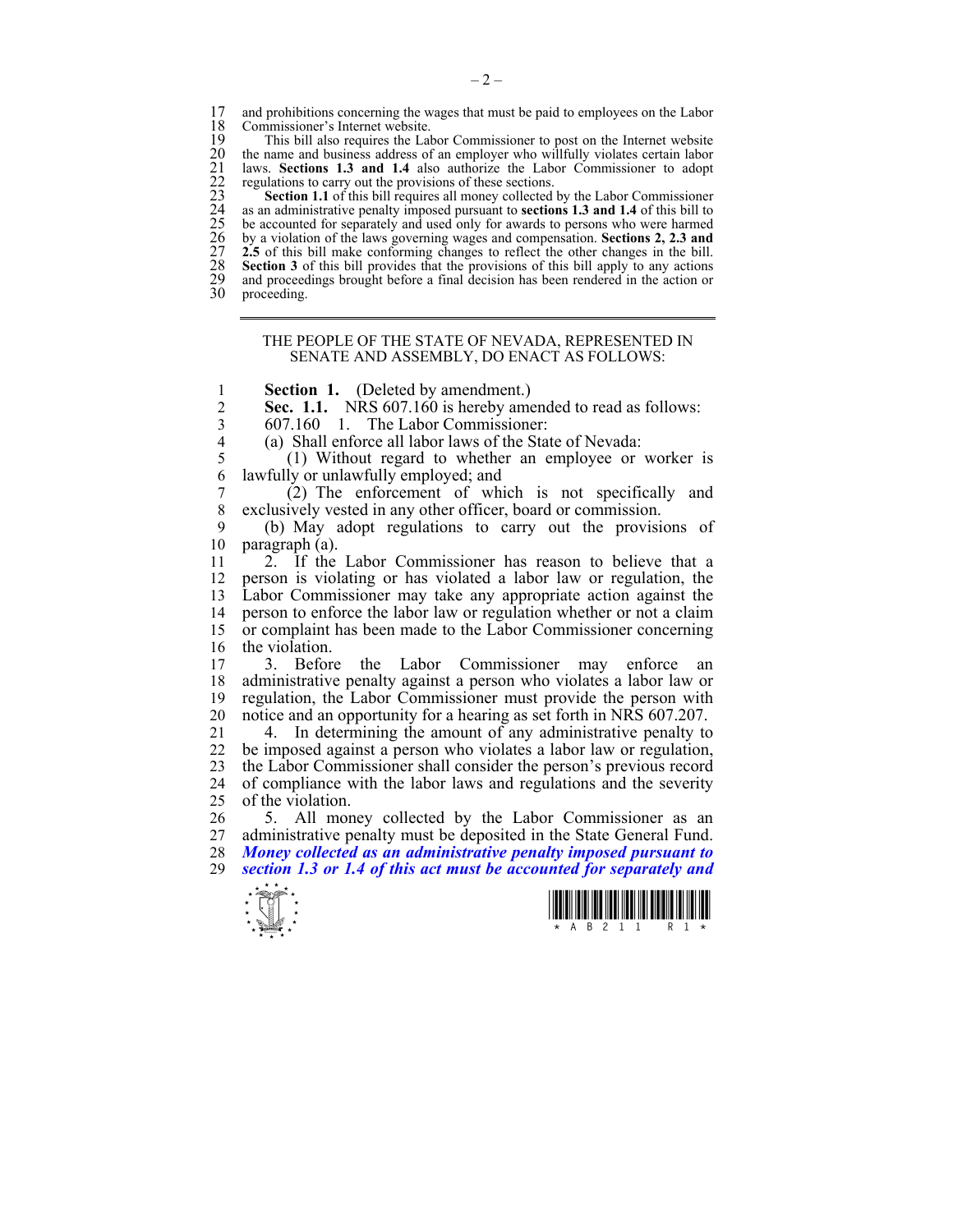and prohibitions concerning the wages that must be paid to employees on the Labor Commissioner's Internet website.

This bill also requires the Labor Commissioner to post on the Internet website the name and business address of an employer who willfully violates certain labor laws. **Sections 1.3 and 1.4** also authorize the Labor Commissioner to adopt regulations to carry out the provisions of these sections.

**Section 1.1** of this bill requires all money collected by the Labor Commissioner as an administrative penalty imposed pursuant to **sections 1.3 and 1.4** of this bill to be accounted for separately and used only for awards to persons who were harmed by a violation of the laws governing wages and compensation. **Sections 2, 2.3 and 2.5** of this bill make conforming changes to reflect the other changes in the bill. **Section 3** of this bill provides that the provisions of this bill apply to any actions and proceedings brought before a final decision has been rendered in the action or proceeding.

---

THE PEOPLE OF THE STATE OF NEVADA, REPRESENTED IN SENATE AND ASSEMBLY, DO ENACT AS FOLLOWS:

**Section 1.** (Deleted by amendment.)

**Sec. 1.1.** NRS 607.160 is hereby amended to read as follows:

607.160 1. The Labor Commissioner:

(a) Shall enforce all labor laws of the State of Nevada:

(1) Without regard to whether an employee or worker is lawfully or unlawfully employed; and

(2) The enforcement of which is not specifically and exclusively vested in any other officer, board or commission.

(b) May adopt regulations to carry out the provisions of paragraph (a).

2. If the Labor Commissioner has reason to believe that a person is violating or has violated a labor law or regulation, the Labor Commissioner may take any appropriate action against the person to enforce the labor law or regulation whether or not a claim or complaint has been made to the Labor Commissioner concerning the violation.

3. Before the Labor Commissioner may enforce an administrative penalty against a person who violates a labor law or regulation, the Labor Commissioner must provide the person with notice and an opportunity for a hearing as set forth in NRS 607.207.

4. In determining the amount of any administrative penalty to be imposed against a person who violates a labor law or regulation, the Labor Commissioner shall consider the person's previous record of compliance with the labor laws and regulations and the severity of the violation.

5. All money collected by the Labor Commissioner as an administrative penalty must be deposited in the State General Fund. ***Money collected as an administrative penalty imposed pursuant to section 1.3 or 1.4 of this act must be accounted for separately and***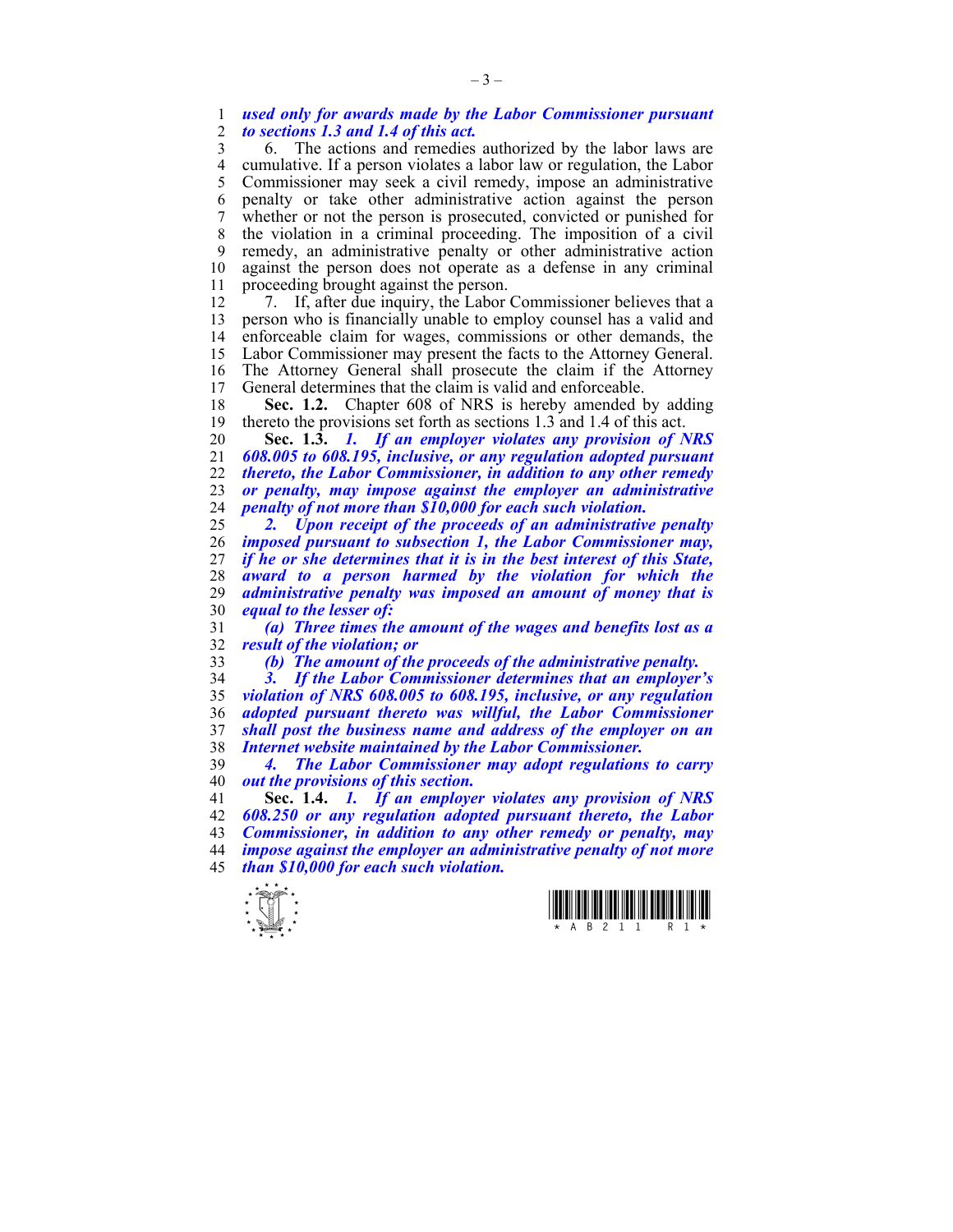***used only for awards made by the Labor Commissioner pursuant to sections 1.3 and 1.4 of this act.***

6. The actions and remedies authorized by the labor laws are cumulative. If a person violates a labor law or regulation, the Labor Commissioner may seek a civil remedy, impose an administrative penalty or take other administrative action against the person whether or not the person is prosecuted, convicted or punished for the violation in a criminal proceeding. The imposition of a civil remedy, an administrative penalty or other administrative action against the person does not operate as a defense in any criminal proceeding brought against the person.

7. If, after due inquiry, the Labor Commissioner believes that a person who is financially unable to employ counsel has a valid and enforceable claim for wages, commissions or other demands, the Labor Commissioner may present the facts to the Attorney General. The Attorney General shall prosecute the claim if the Attorney General determines that the claim is valid and enforceable.

**Sec. 1.2.** Chapter 608 of NRS is hereby amended by adding thereto the provisions set forth as sections 1.3 and 1.4 of this act.

**Sec. 1.3.** ***1. If an employer violates any provision of NRS 608.005 to 608.195, inclusive, or any regulation adopted pursuant thereto, the Labor Commissioner, in addition to any other remedy or penalty, may impose against the employer an administrative penalty of not more than $10,000 for each such violation.***

***2. Upon receipt of the proceeds of an administrative penalty imposed pursuant to subsection 1, the Labor Commissioner may, if he or she determines that it is in the best interest of this State, award to a person harmed by the violation for which the administrative penalty was imposed an amount of money that is equal to the lesser of:***

***(a) Three times the amount of the wages and benefits lost as a result of the violation; or***

***(b) The amount of the proceeds of the administrative penalty.***

***3. If the Labor Commissioner determines that an employer's violation of NRS 608.005 to 608.195, inclusive, or any regulation adopted pursuant thereto was willful, the Labor Commissioner shall post the business name and address of the employer on an Internet website maintained by the Labor Commissioner.***

***4. The Labor Commissioner may adopt regulations to carry out the provisions of this section.***

**Sec. 1.4.** ***1. If an employer violates any provision of NRS 608.250 or any regulation adopted pursuant thereto, the Labor Commissioner, in addition to any other remedy or penalty, may impose against the employer an administrative penalty of not more than $10,000 for each such violation.***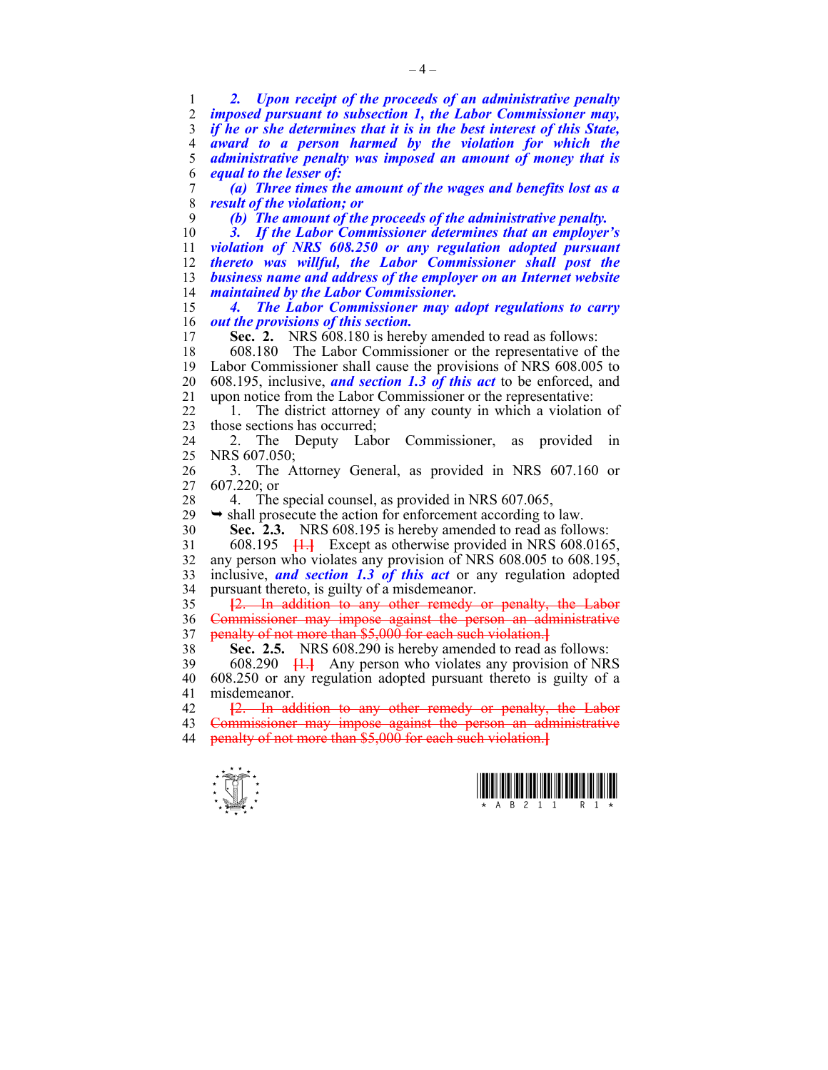***2. Upon receipt of the proceeds of an administrative penalty imposed pursuant to subsection 1, the Labor Commissioner may, if he or she determines that it is in the best interest of this State, award to a person harmed by the violation for which the administrative penalty was imposed an amount of money that is equal to the lesser of:***

***(a) Three times the amount of the wages and benefits lost as a result of the violation; or***

***(b) The amount of the proceeds of the administrative penalty.***

***3. If the Labor Commissioner determines that an employer's violation of NRS 608.250 or any regulation adopted pursuant thereto was willful, the Labor Commissioner shall post the business name and address of the employer on an Internet website maintained by the Labor Commissioner.***

***4. The Labor Commissioner may adopt regulations to carry out the provisions of this section.***

**Sec. 2.** NRS 608.180 is hereby amended to read as follows:

608.180 The Labor Commissioner or the representative of the Labor Commissioner shall cause the provisions of NRS 608.005 to 608.195, inclusive, ***and section 1.3 of this act*** to be enforced, and upon notice from the Labor Commissioner or the representative:

1. The district attorney of any county in which a violation of those sections has occurred;

2. The Deputy Labor Commissioner, as provided in NRS 607.050;

3. The Attorney General, as provided in NRS 607.160 or 607.220; or

4. The special counsel, as provided in NRS 607.065,

➥ shall prosecute the action for enforcement according to law.

**Sec. 2.3.** NRS 608.195 is hereby amended to read as follows:

608.195 ~~[1.]~~ Except as otherwise provided in NRS 608.0165, any person who violates any provision of NRS 608.005 to 608.195, inclusive, ***and section 1.3 of this act*** or any regulation adopted pursuant thereto, is guilty of a misdemeanor.

~~[2. In addition to any other remedy or penalty, the Labor Commissioner may impose against the person an administrative penalty of not more than $5,000 for each such violation.]~~

**Sec. 2.5.** NRS 608.290 is hereby amended to read as follows:

608.290 ~~[1.]~~ Any person who violates any provision of NRS 608.250 or any regulation adopted pursuant thereto is guilty of a misdemeanor.

~~[2. In addition to any other remedy or penalty, the Labor Commissioner may impose against the person an administrative penalty of not more than $5,000 for each such violation.]~~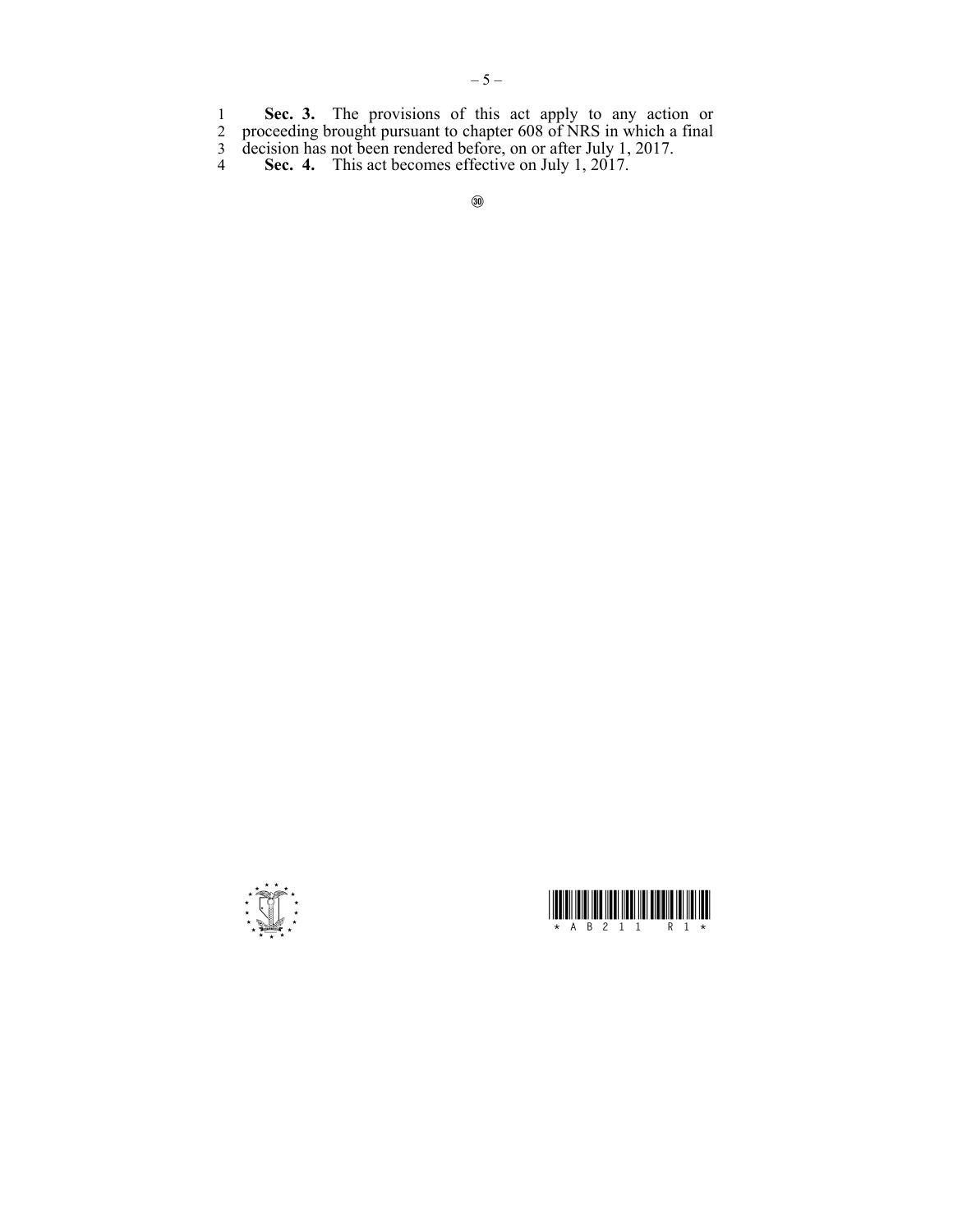**Sec. 3.** The provisions of this act apply to any action or proceeding brought pursuant to chapter 608 of NRS in which a final decision has not been rendered before, on or after July 1, 2017.

**Sec. 4.** This act becomes effective on July 1, 2017.